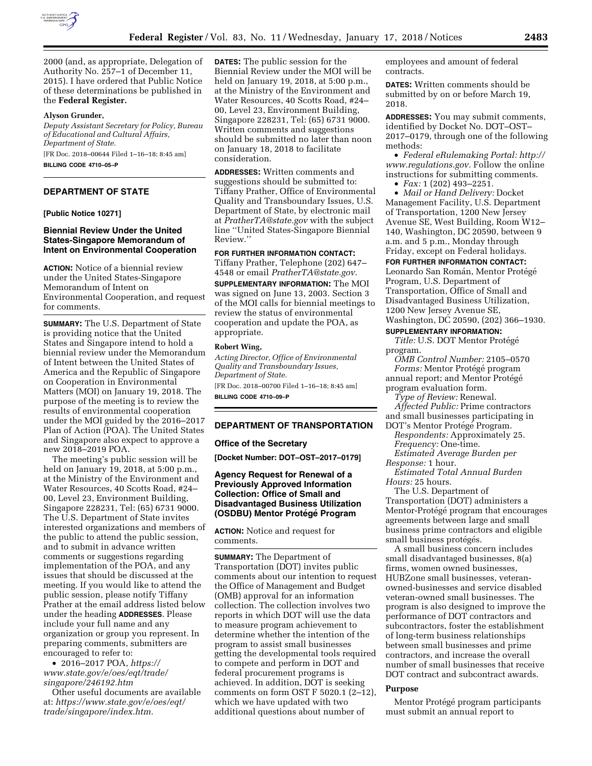2000 (and, as appropriate, Delegation of Authority No. 257–1 of December 11, 2015). I have ordered that Public Notice of these determinations be published in the **Federal Register.**

**Alyson Grunder,**

*Deputy Assistant Secretary for Policy, Bureau of Educational and Cultural Affairs, Department of State.*

[FR Doc. 2018–00644 Filed 1–16–18; 8:45 am]

**BILLING CODE 4710–05–P**

## DEPARTMENT OF STATE

**[Public Notice 10271]**

### Biennial Review Under the United States-Singapore Memorandum of Intent on Environmental Cooperation

**ACTION:** Notice of a biennial review under the United States-Singapore Memorandum of Intent on Environmental Cooperation, and request for comments.

**SUMMARY:** The U.S. Department of State is providing notice that the United States and Singapore intend to hold a biennial review under the Memorandum of Intent between the United States of America and the Republic of Singapore on Cooperation in Environmental Matters (MOI) on January 19, 2018. The purpose of the meeting is to review the results of environmental cooperation under the MOI guided by the 2016–2017 Plan of Action (POA). The United States and Singapore also expect to approve a new 2018–2019 POA.

The meeting's public session will be held on January 19, 2018, at 5:00 p.m., at the Ministry of the Environment and Water Resources, 40 Scotts Road, #24–00, Level 23, Environment Building, Singapore 228231, Tel: (65) 6731 9000. The U.S. Department of State invites interested organizations and members of the public to attend the public session, and to submit in advance written comments or suggestions regarding implementation of the POA, and any issues that should be discussed at the meeting. If you would like to attend the public session, please notify Tiffany Prather at the email address listed below under the heading **ADDRESSES**. Please include your full name and any organization or group you represent. In preparing comments, submitters are encouraged to refer to:

- 2016–2017 POA, *https://www.state.gov/e/oes/eqt/trade/singapore/246192.htm*

Other useful documents are available at: *https://www.state.gov/e/oes/eqt/trade/singapore/index.htm.*

**DATES:** The public session for the Biennial Review under the MOI will be held on January 19, 2018, at 5:00 p.m., at the Ministry of the Environment and Water Resources, 40 Scotts Road, #24–00, Level 23, Environment Building, Singapore 228231, Tel: (65) 6731 9000. Written comments and suggestions should be submitted no later than noon on January 18, 2018 to facilitate consideration.

**ADDRESSES:** Written comments and suggestions should be submitted to: Tiffany Prather, Office of Environmental Quality and Transboundary Issues, U.S. Department of State, by electronic mail at *PratherTA@state.gov* with the subject line ''United States-Singapore Biennial Review.''

**FOR FURTHER INFORMATION CONTACT:** Tiffany Prather, Telephone (202) 647–4548 or email *PratherTA@state.gov*.

**SUPPLEMENTARY INFORMATION:** The MOI was signed on June 13, 2003. Section 3 of the MOI calls for biennial meetings to review the status of environmental cooperation and update the POA, as appropriate.

**Robert Wing,**

*Acting Director, Office of Environmental Quality and Transboundary Issues, Department of State.*

[FR Doc. 2018–00700 Filed 1–16–18; 8:45 am]

**BILLING CODE 4710–09–P**

## DEPARTMENT OF TRANSPORTATION

**Office of the Secretary**

**[Docket Number: DOT–OST–2017–0179]**

### Agency Request for Renewal of a Previously Approved Information Collection: Office of Small and Disadvantaged Business Utilization (OSDBU) Mentor Protégé Program

**ACTION:** Notice and request for comments.

**SUMMARY:** The Department of Transportation (DOT) invites public comments about our intention to request the Office of Management and Budget (OMB) approval for an information collection. The collection involves two reports in which DOT will use the data to measure program achievement to determine whether the intention of the program to assist small businesses getting the developmental tools required to compete and perform in DOT and federal procurement programs is achieved. In addition, DOT is seeking comments on form OST F 5020.1 (2–12), which we have updated with two additional questions about number of employees and amount of federal contracts.

**DATES:** Written comments should be submitted by on or before March 19, 2018.

**ADDRESSES:** You may submit comments, identified by Docket No. DOT–OST–2017–0179, through one of the following methods:

- *Federal eRulemaking Portal: http://www.regulations.gov.* Follow the online instructions for submitting comments.
- *Fax:* 1 (202) 493–2251.
- *Mail or Hand Delivery:* Docket Management Facility, U.S. Department of Transportation, 1200 New Jersey Avenue SE, West Building, Room W12–140, Washington, DC 20590, between 9 a.m. and 5 p.m., Monday through Friday, except on Federal holidays.

**FOR FURTHER INFORMATION CONTACT:** Leonardo San Román, Mentor Protégé Program, U.S. Department of Transportation, Office of Small and Disadvantaged Business Utilization, 1200 New Jersey Avenue SE, Washington, DC 20590, (202) 366–1930.

**SUPPLEMENTARY INFORMATION:**

*Title:* U.S. DOT Mentor Protégé program.

*OMB Control Number:* 2105–0570

*Forms:* Mentor Protégé program annual report; and Mentor Protégé program evaluation form.

*Type of Review:* Renewal.

*Affected Public:* Prime contractors and small businesses participating in DOT's Mentor Protégé Program.

*Respondents:* Approximately 25.

*Frequency:* One-time.

*Estimated Average Burden per Response:* 1 hour.

*Estimated Total Annual Burden Hours:* 25 hours.

The U.S. Department of Transportation (DOT) administers a Mentor-Protégé program that encourages agreements between large and small business prime contractors and eligible small business protégés.

A small business concern includes small disadvantaged businesses, 8(a) firms, women owned businesses, HUBZone small businesses, veteran-owned-businesses and service disabled veteran-owned small businesses. The program is also designed to improve the performance of DOT contractors and subcontractors, foster the establishment of long-term business relationships between small businesses and prime contractors, and increase the overall number of small businesses that receive DOT contract and subcontract awards.

#### Purpose

Mentor Protégé program participants must submit an annual report to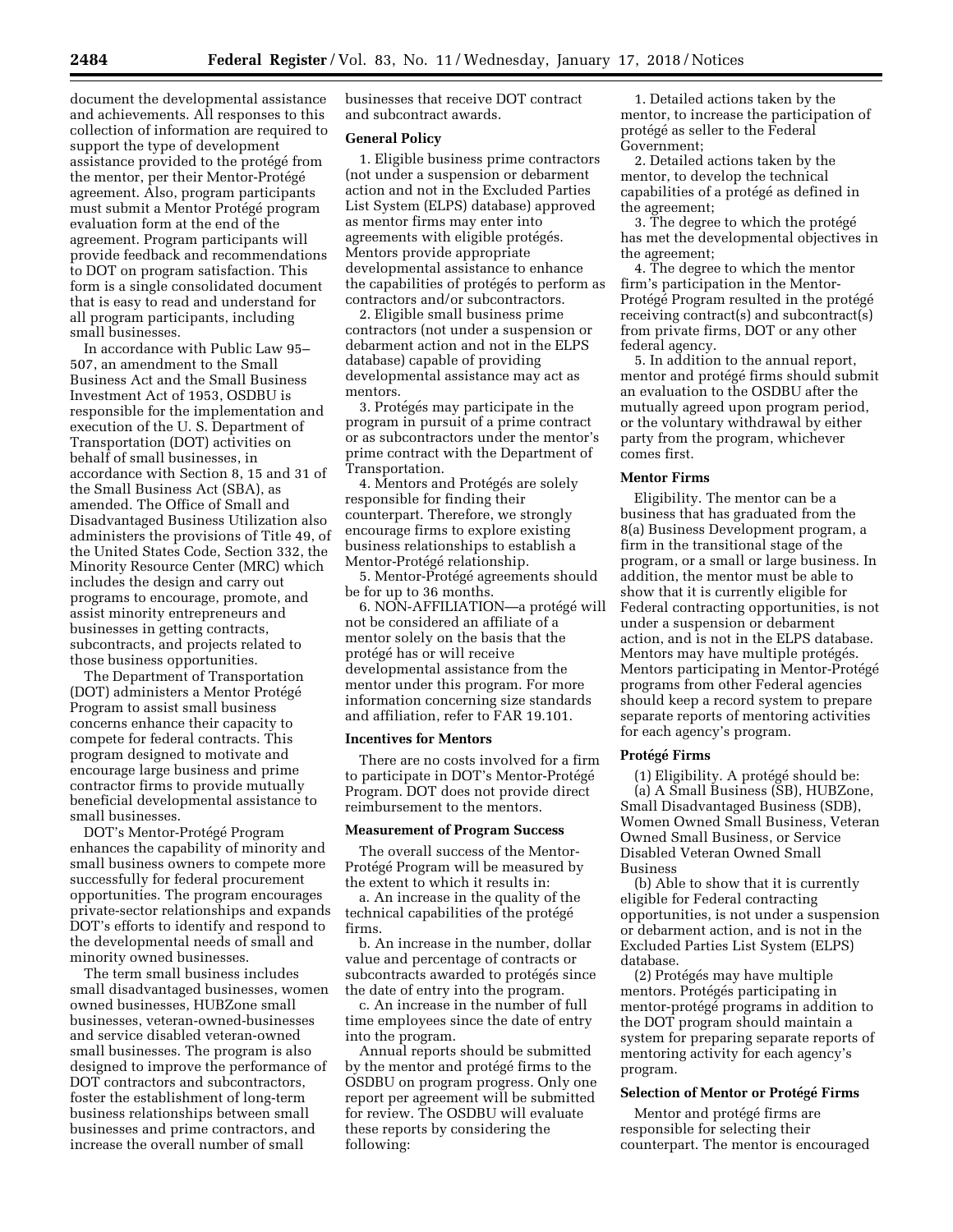document the developmental assistance and achievements. All responses to this collection of information are required to support the type of development assistance provided to the protégé from the mentor, per their Mentor-Protégé agreement. Also, program participants must submit a Mentor Protégé program evaluation form at the end of the agreement. Program participants will provide feedback and recommendations to DOT on program satisfaction. This form is a single consolidated document that is easy to read and understand for all program participants, including small businesses.

In accordance with Public Law 95–507, an amendment to the Small Business Act and the Small Business Investment Act of 1953, OSDBU is responsible for the implementation and execution of the U. S. Department of Transportation (DOT) activities on behalf of small businesses, in accordance with Section 8, 15 and 31 of the Small Business Act (SBA), as amended. The Office of Small and Disadvantaged Business Utilization also administers the provisions of Title 49, of the United States Code, Section 332, the Minority Resource Center (MRC) which includes the design and carry out programs to encourage, promote, and assist minority entrepreneurs and businesses in getting contracts, subcontracts, and projects related to those business opportunities.

The Department of Transportation (DOT) administers a Mentor Protégé Program to assist small business concerns enhance their capacity to compete for federal contracts. This program designed to motivate and encourage large business and prime contractor firms to provide mutually beneficial developmental assistance to small businesses.

DOT's Mentor-Protégé Program enhances the capability of minority and small business owners to compete more successfully for federal procurement opportunities. The program encourages private-sector relationships and expands DOT's efforts to identify and respond to the developmental needs of small and minority owned businesses.

The term small business includes small disadvantaged businesses, women owned businesses, HUBZone small businesses, veteran-owned-businesses and service disabled veteran-owned small businesses. The program is also designed to improve the performance of DOT contractors and subcontractors, foster the establishment of long-term business relationships between small businesses and prime contractors, and increase the overall number of small businesses that receive DOT contract and subcontract awards.

**General Policy**

1. Eligible business prime contractors (not under a suspension or debarment action and not in the Excluded Parties List System (ELPS) database) approved as mentor firms may enter into agreements with eligible protégés. Mentors provide appropriate developmental assistance to enhance the capabilities of protégés to perform as contractors and/or subcontractors.

2. Eligible small business prime contractors (not under a suspension or debarment action and not in the ELPS database) capable of providing developmental assistance may act as mentors.

3. Protégés may participate in the program in pursuit of a prime contract or as subcontractors under the mentor's prime contract with the Department of Transportation.

4. Mentors and Protégés are solely responsible for finding their counterpart. Therefore, we strongly encourage firms to explore existing business relationships to establish a Mentor-Protégé relationship.

5. Mentor-Protégé agreements should be for up to 36 months.

6. NON-AFFILIATION—a protégé will not be considered an affiliate of a mentor solely on the basis that the protégé has or will receive developmental assistance from the mentor under this program. For more information concerning size standards and affiliation, refer to FAR 19.101.

**Incentives for Mentors**

There are no costs involved for a firm to participate in DOT's Mentor-Protégé Program. DOT does not provide direct reimbursement to the mentors.

**Measurement of Program Success**

The overall success of the Mentor-Protégé Program will be measured by the extent to which it results in:

a. An increase in the quality of the technical capabilities of the protégé firms.

b. An increase in the number, dollar value and percentage of contracts or subcontracts awarded to protégés since the date of entry into the program.

c. An increase in the number of full time employees since the date of entry into the program.

Annual reports should be submitted by the mentor and protégé firms to the OSDBU on program progress. Only one report per agreement will be submitted for review. The OSDBU will evaluate these reports by considering the following:

1. Detailed actions taken by the mentor, to increase the participation of protégé as seller to the Federal Government;

2. Detailed actions taken by the mentor, to develop the technical capabilities of a protégé as defined in the agreement;

3. The degree to which the protégé has met the developmental objectives in the agreement;

4. The degree to which the mentor firm's participation in the Mentor-Protégé Program resulted in the protégé receiving contract(s) and subcontract(s) from private firms, DOT or any other federal agency.

5. In addition to the annual report, mentor and protégé firms should submit an evaluation to the OSDBU after the mutually agreed upon program period, or the voluntary withdrawal by either party from the program, whichever comes first.

**Mentor Firms**

Eligibility. The mentor can be a business that has graduated from the 8(a) Business Development program, a firm in the transitional stage of the program, or a small or large business. In addition, the mentor must be able to show that it is currently eligible for Federal contracting opportunities, is not under a suspension or debarment action, and is not in the ELPS database. Mentors may have multiple protégés. Mentors participating in Mentor-Protégé programs from other Federal agencies should keep a record system to prepare separate reports of mentoring activities for each agency's program.

**Protégé Firms**

(1) Eligibility. A protégé should be:

(a) A Small Business (SB), HUBZone, Small Disadvantaged Business (SDB), Women Owned Small Business, Veteran Owned Small Business, or Service Disabled Veteran Owned Small Business

(b) Able to show that it is currently eligible for Federal contracting opportunities, is not under a suspension or debarment action, and is not in the Excluded Parties List System (ELPS) database.

(2) Protégés may have multiple mentors. Protégés participating in mentor-protégé programs in addition to the DOT program should maintain a system for preparing separate reports of mentoring activity for each agency's program.

**Selection of Mentor or Protégé Firms**

Mentor and protégé firms are responsible for selecting their counterpart. The mentor is encouraged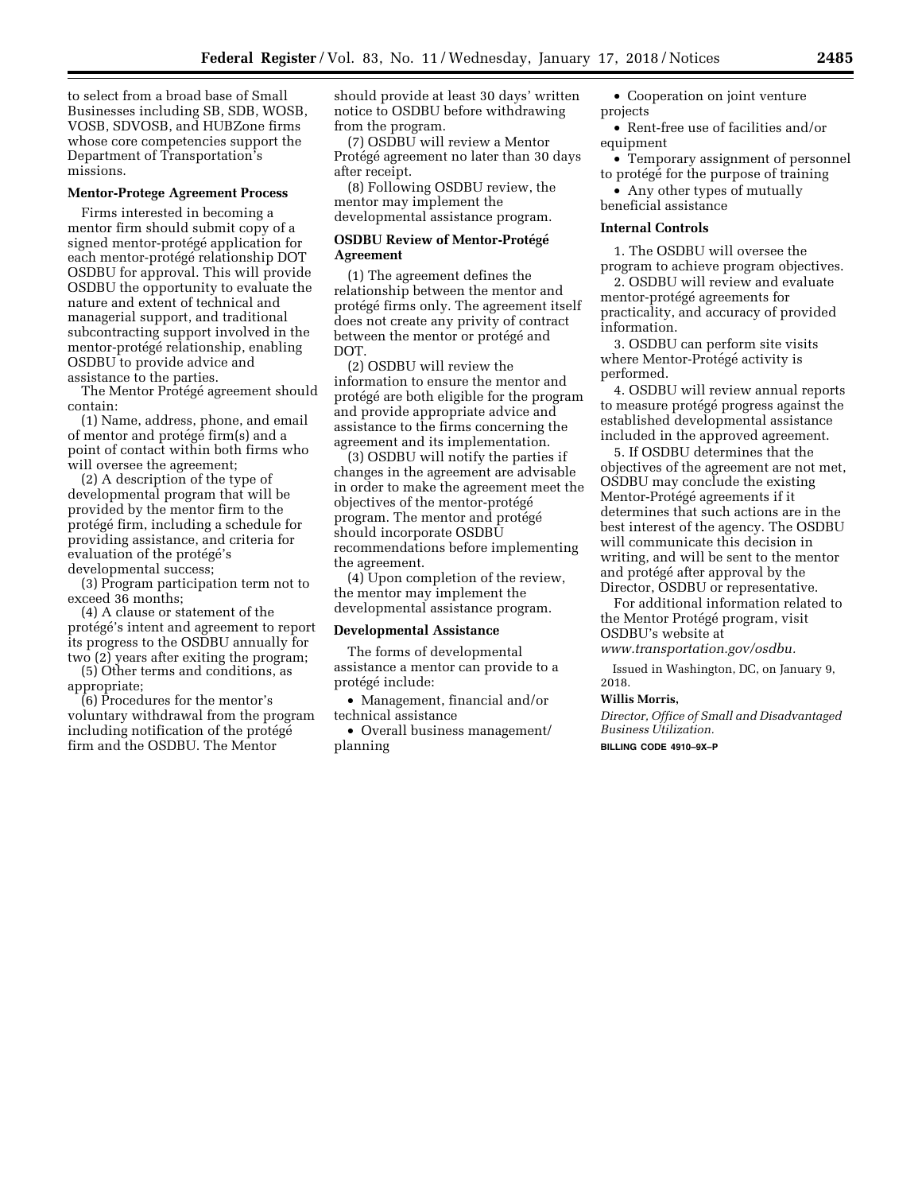to select from a broad base of Small Businesses including SB, SDB, WOSB, VOSB, SDVOSB, and HUBZone firms whose core competencies support the Department of Transportation's missions.

**Mentor-Protege Agreement Process**

Firms interested in becoming a mentor firm should submit copy of a signed mentor-protégé application for each mentor-protégé relationship DOT OSDBU for approval. This will provide OSDBU the opportunity to evaluate the nature and extent of technical and managerial support, and traditional subcontracting support involved in the mentor-protégé relationship, enabling OSDBU to provide advice and assistance to the parties.

The Mentor Protégé agreement should contain:

(1) Name, address, phone, and email of mentor and protégé firm(s) and a point of contact within both firms who will oversee the agreement;

(2) A description of the type of developmental program that will be provided by the mentor firm to the protégé firm, including a schedule for providing assistance, and criteria for evaluation of the protégé's developmental success;

(3) Program participation term not to exceed 36 months;

(4) A clause or statement of the protégé's intent and agreement to report its progress to the OSDBU annually for two (2) years after exiting the program;

(5) Other terms and conditions, as appropriate;

(6) Procedures for the mentor's voluntary withdrawal from the program including notification of the protégé firm and the OSDBU. The Mentor should provide at least 30 days' written notice to OSDBU before withdrawing from the program.

(7) OSDBU will review a Mentor Protégé agreement no later than 30 days after receipt.

(8) Following OSDBU review, the mentor may implement the developmental assistance program.

**OSDBU Review of Mentor-Protégé Agreement**

(1) The agreement defines the relationship between the mentor and protégé firms only. The agreement itself does not create any privity of contract between the mentor or protégé and DOT.

(2) OSDBU will review the information to ensure the mentor and protégé are both eligible for the program and provide appropriate advice and assistance to the firms concerning the agreement and its implementation.

(3) OSDBU will notify the parties if changes in the agreement are advisable in order to make the agreement meet the objectives of the mentor-protégé program. The mentor and protégé should incorporate OSDBU recommendations before implementing the agreement.

(4) Upon completion of the review, the mentor may implement the developmental assistance program.

**Developmental Assistance**

The forms of developmental assistance a mentor can provide to a protégé include:

- Management, financial and/or technical assistance
- Overall business management/planning
- Cooperation on joint venture projects
- Rent-free use of facilities and/or equipment
- Temporary assignment of personnel to protégé for the purpose of training
- Any other types of mutually beneficial assistance

**Internal Controls**

1. The OSDBU will oversee the program to achieve program objectives.
2. OSDBU will review and evaluate mentor-protégé agreements for practicality, and accuracy of provided information.
3. OSDBU can perform site visits where Mentor-Protégé activity is performed.
4. OSDBU will review annual reports to measure protégé progress against the established developmental assistance included in the approved agreement.
5. If OSDBU determines that the objectives of the agreement are not met, OSDBU may conclude the existing Mentor-Protégé agreements if it determines that such actions are in the best interest of the agency. The OSDBU will communicate this decision in writing, and will be sent to the mentor and protégé after approval by the Director, OSDBU or representative.

For additional information related to the Mentor Protégé program, visit OSDBU's website at *www.transportation.gov/osdbu.*

Issued in Washington, DC, on January 9, 2018.

**Willis Morris,**

*Director, Office of Small and Disadvantaged Business Utilization.*

**BILLING CODE 4910–9X–P**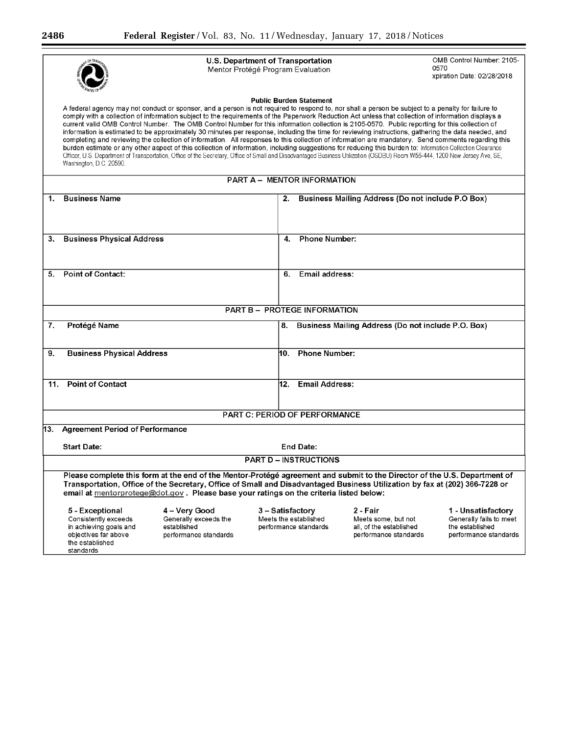**U.S. Department of Transportation**
Mentor Protégé Program Evaluation

OMB Control Number: 2105-0570
xpiration Date: 02/28/2018

**Public Burden Statement**

A federal agency may not conduct or sponsor, and a person is not required to respond to, nor shall a person be subject to a penalty for failure to comply with a collection of information subject to the requirements of the Paperwork Reduction Act unless that collection of information displays a current valid OMB Control Number. The OMB Control Number for this information collection is 2105-0570. Public reporting for this collection of information is estimated to be approximately 30 minutes per response, including the time for reviewing instructions, gathering the data needed, and completing and reviewing the collection of information. All responses to this collection of information are mandatory. Send comments regarding this burden estimate or any other aspect of this collection of information, including suggestions for reducing this burden to: Information Collection Clearance Officer, U.S. Department of Transportation, Office of the Secretary, Office of Small and Disadvantaged Business Utilization (OSDBU) Room W56-444, 1200 New Jersey Ave, SE, Washington, D.C. 20590.

| **PART A – MENTOR INFORMATION** | |
|---|---|
| **1. Business Name** | **2. Business Mailing Address (Do not include P.O Box)** |
| **3. Business Physical Address** | **4. Phone Number:** |
| **5. Point of Contact:** | **6. Email address:** |
| **PART B – PROTEGE INFORMATION** | |
| **7. Protégé Name** | **8. Business Mailing Address (Do not include P.O. Box)** |
| **9. Business Physical Address** | **10. Phone Number:** |
| **11. Point of Contact** | **12. Email Address:** |
| **PART C: PERIOD OF PERFORMANCE** | |
| **13. Agreement Period of Performance** | |
| **Start Date:** | **End Date:** |

**PART D – INSTRUCTIONS**

**Please complete this form at the end of the Mentor-Protégé agreement and submit to the Director of the U.S. Department of Transportation, Office of the Secretary, Office of Small and Disadvantaged Business Utilization by fax at (202) 366-7228 or email at mentorprotege@dot.gov. Please base your ratings on the criteria listed below:**

| **5 - Exceptional** | **4 – Very Good** | **3 – Satisfactory** | **2 - Fair** | **1 - Unsatisfactory** |
|---|---|---|---|---|
| Consistently exceeds in achieving goals and objectives far above the established standards | Generally exceeds the established performance standards | Meets the established performance standards | Meets some, but not all, of the established performance standards | Generally fails to meet the established performance standards |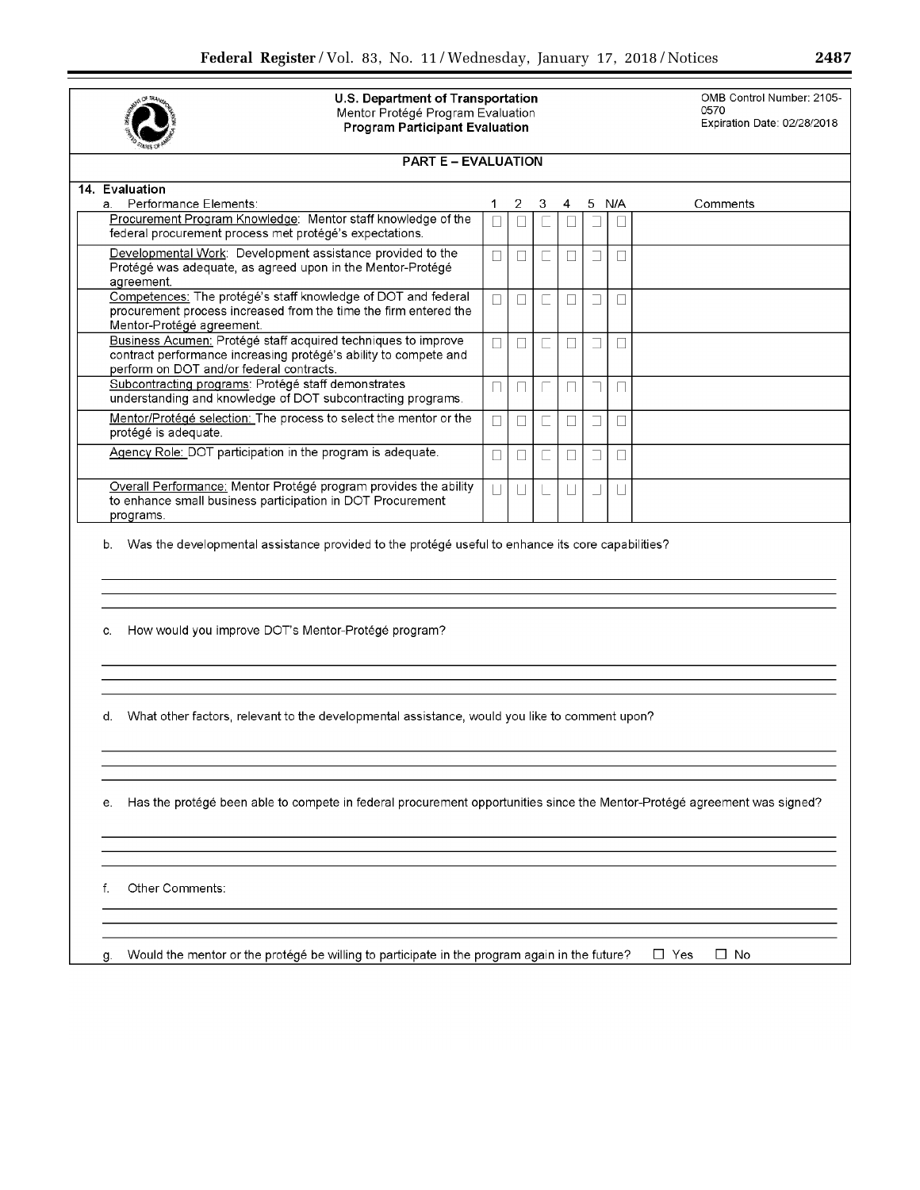U.S. Department of Transportation
Mentor Protégé Program Evaluation
**Program Participant Evaluation**

OMB Control Number: 2105-0570
Expiration Date: 02/28/2018

## PART E – EVALUATION

### 14. Evaluation

| a. Performance Elements: | 1 | 2 | 3 | 4 | 5 | N/A | Comments |
|---|---|---|---|---|---|---|---|
| Procurement Program Knowledge: Mentor staff knowledge of the federal procurement process met protégé's expectations. | ☐ | ☐ | ☐ | ☐ | ☐ | ☐ | |
| Developmental Work: Development assistance provided to the Protégé was adequate, as agreed upon in the Mentor-Protégé agreement. | ☐ | ☐ | ☐ | ☐ | ☐ | ☐ | |
| Competences: The protégé's staff knowledge of DOT and federal procurement process increased from the time the firm entered the Mentor-Protégé agreement. | ☐ | ☐ | ☐ | ☐ | ☐ | ☐ | |
| Business Acumen: Protégé staff acquired techniques to improve contract performance increasing protégé's ability to compete and perform on DOT and/or federal contracts. | ☐ | ☐ | ☐ | ☐ | ☐ | ☐ | |
| Subcontracting programs: Protégé staff demonstrates understanding and knowledge of DOT subcontracting programs. | ☐ | ☐ | ☐ | ☐ | ☐ | ☐ | |
| Mentor/Protégé selection: The process to select the mentor or the protégé is adequate. | ☐ | ☐ | ☐ | ☐ | ☐ | ☐ | |
| Agency Role: DOT participation in the program is adequate. | ☐ | ☐ | ☐ | ☐ | ☐ | ☐ | |
| Overall Performance: Mentor Protégé program provides the ability to enhance small business participation in DOT Procurement programs. | ☐ | ☐ | ☐ | ☐ | ☐ | ☐ | |

b. Was the developmental assistance provided to the protégé useful to enhance its core capabilities?

c. How would you improve DOT's Mentor-Protégé program?

d. What other factors, relevant to the developmental assistance, would you like to comment upon?

e. Has the protégé been able to compete in federal procurement opportunities since the Mentor-Protégé agreement was signed?

f. Other Comments:

g. Would the mentor or the protégé be willing to participate in the program again in the future? ☐ Yes ☐ No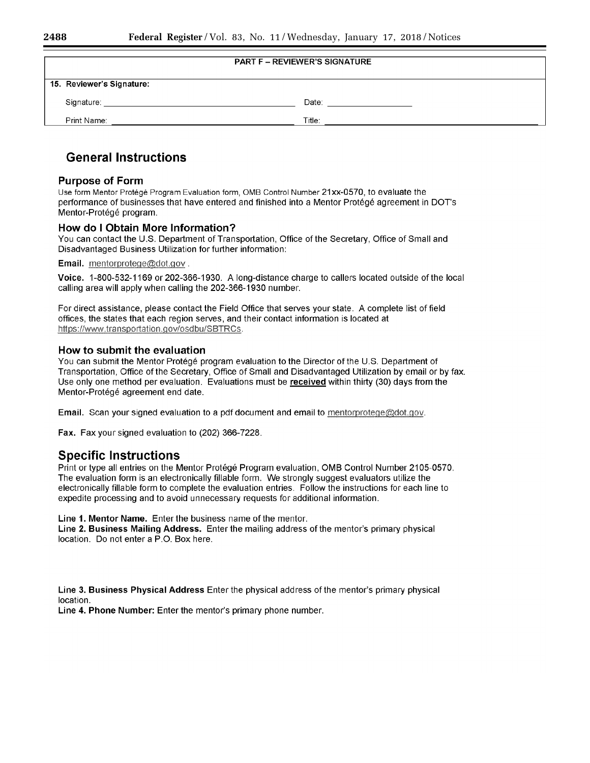| PART F – REVIEWER'S SIGNATURE | |
|---|---|
| **15. Reviewer's Signature:** | |
| Signature: ______________________ | Date: ______________ |
| Print Name: ______________________ | Title: ______________________ |

# General Instructions

## Purpose of Form

Use form Mentor Protégé Program Evaluation form, OMB Control Number 21xx-0570, to evaluate the performance of businesses that have entered and finished into a Mentor Protégé agreement in DOT's Mentor-Protégé program.

## How do I Obtain More Information?

You can contact the U.S. Department of Transportation, Office of the Secretary, Office of Small and Disadvantaged Business Utilization for further information:

**Email.** mentorprotege@dot.gov .

**Voice.** 1-800-532-1169 or 202-366-1930. A long-distance charge to callers located outside of the local calling area will apply when calling the 202-366-1930 number.

For direct assistance, please contact the Field Office that serves your state. A complete list of field offices, the states that each region serves, and their contact information is located at https://www.transportation.gov/osdbu/SBTRCs.

## How to submit the evaluation

You can submit the Mentor Protégé program evaluation to the Director of the U.S. Department of Transportation, Office of the Secretary, Office of Small and Disadvantaged Utilization by email or by fax. Use only one method per evaluation. Evaluations must be **received** within thirty (30) days from the Mentor-Protégé agreement end date.

**Email.** Scan your signed evaluation to a pdf document and email to mentorprotege@dot.gov.

**Fax.** Fax your signed evaluation to (202) 366-7228.

# Specific Instructions

Print or type all entries on the Mentor Protégé Program evaluation, OMB Control Number 2105-0570. The evaluation form is an electronically fillable form. We strongly suggest evaluators utilize the electronically fillable form to complete the evaluation entries. Follow the instructions for each line to expedite processing and to avoid unnecessary requests for additional information.

**Line 1. Mentor Name.** Enter the business name of the mentor.
**Line 2. Business Mailing Address.** Enter the mailing address of the mentor's primary physical location. Do not enter a P.O. Box here.

**Line 3. Business Physical Address** Enter the physical address of the mentor's primary physical location.
**Line 4. Phone Number:** Enter the mentor's primary phone number.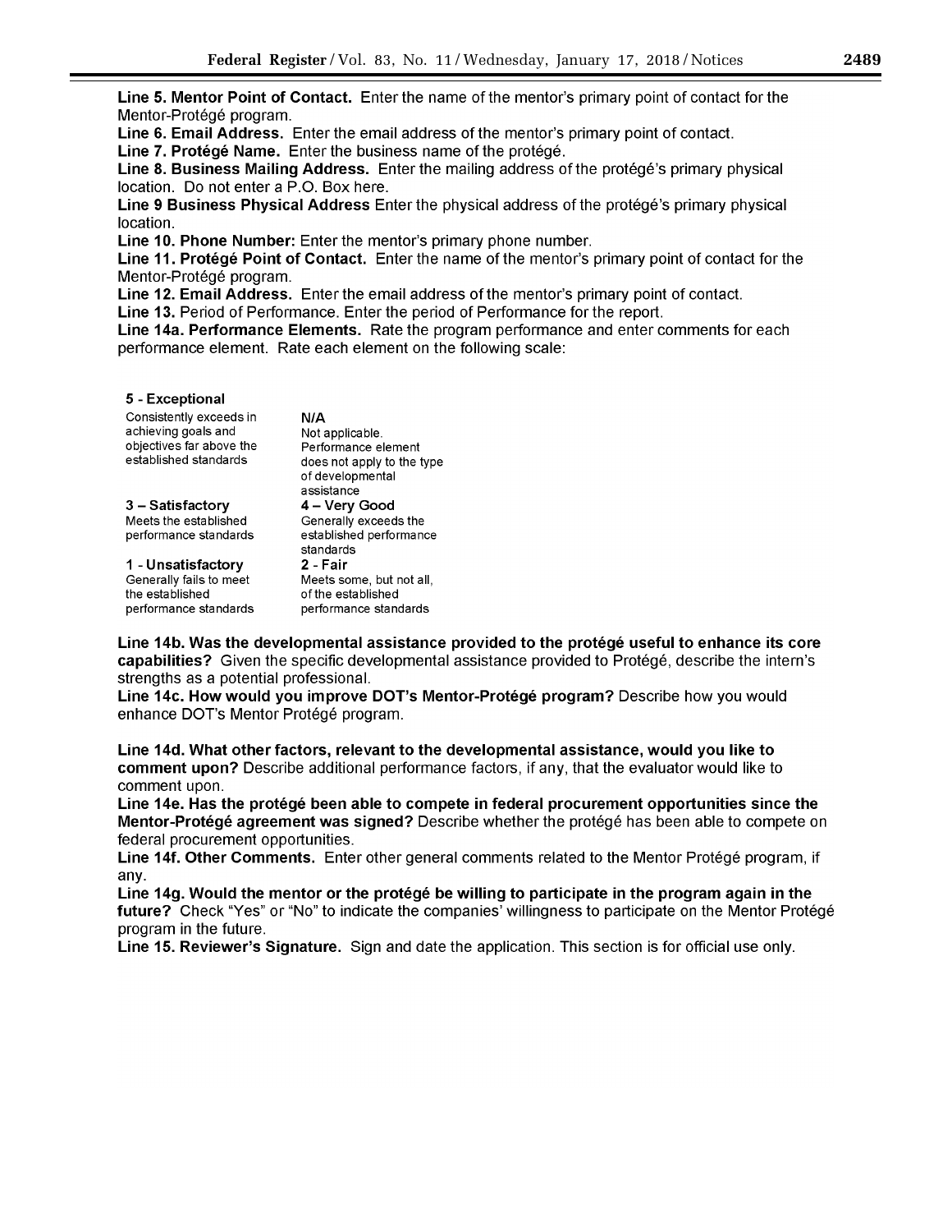**Line 5. Mentor Point of Contact.** Enter the name of the mentor's primary point of contact for the Mentor-Protégé program.

**Line 6. Email Address.** Enter the email address of the mentor's primary point of contact.

**Line 7. Protégé Name.** Enter the business name of the protégé.

**Line 8. Business Mailing Address.** Enter the mailing address of the protégé's primary physical location. Do not enter a P.O. Box here.

**Line 9 Business Physical Address** Enter the physical address of the protégé's primary physical location.

**Line 10. Phone Number:** Enter the mentor's primary phone number.

**Line 11. Protégé Point of Contact.** Enter the name of the mentor's primary point of contact for the Mentor-Protégé program.

**Line 12. Email Address.** Enter the email address of the mentor's primary point of contact.

**Line 13.** Period of Performance. Enter the period of Performance for the report.

**Line 14a. Performance Elements.** Rate the program performance and enter comments for each performance element. Rate each element on the following scale:

**5 - Exceptional**
Consistently exceeds in achieving goals and objectives far above the established standards

**N/A**
Not applicable. Performance element does not apply to the type of developmental assistance

**3 – Satisfactory**
Meets the established performance standards

**4 – Very Good**
Generally exceeds the established performance standards

**1 - Unsatisfactory**
Generally fails to meet the established performance standards

**2 - Fair**
Meets some, but not all, of the established performance standards

**Line 14b. Was the developmental assistance provided to the protégé useful to enhance its core capabilities?** Given the specific developmental assistance provided to Protégé, describe the intern's strengths as a potential professional.

**Line 14c. How would you improve DOT's Mentor-Protégé program?** Describe how you would enhance DOT's Mentor Protégé program.

**Line 14d. What other factors, relevant to the developmental assistance, would you like to comment upon?** Describe additional performance factors, if any, that the evaluator would like to comment upon.

**Line 14e. Has the protégé been able to compete in federal procurement opportunities since the Mentor-Protégé agreement was signed?** Describe whether the protégé has been able to compete on federal procurement opportunities.

**Line 14f. Other Comments.** Enter other general comments related to the Mentor Protégé program, if any.

**Line 14g. Would the mentor or the protégé be willing to participate in the program again in the future?** Check "Yes" or "No" to indicate the companies' willingness to participate on the Mentor Protégé program in the future.

**Line 15. Reviewer's Signature.** Sign and date the application. This section is for official use only.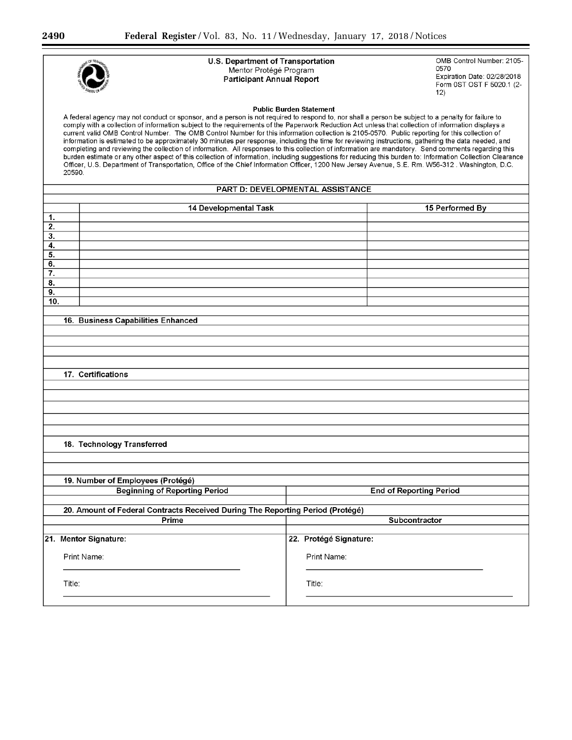**U.S. Department of Transportation**
Mentor Protégé Program
**Participant Annual Report**

OMB Control Number: 2105-0570
Expiration Date: 02/28/2018
Form 0ST OST F 5020.1 (2-12)

**Public Burden Statement**

A federal agency may not conduct or sponsor, and a person is not required to respond to, nor shall a person be subject to a penalty for failure to comply with a collection of information subject to the requirements of the Paperwork Reduction Act unless that collection of information displays a current valid OMB Control Number. The OMB Control Number for this information collection is 2105-0570. Public reporting for this collection of information is estimated to be approximately 30 minutes per response, including the time for reviewing instructions, gathering the data needed, and completing and reviewing the collection of information. All responses to this collection of information are mandatory. Send comments regarding this burden estimate or any other aspect of this collection of information, including suggestions for reducing this burden to: Information Collection Clearance Officer, U.S. Department of Transportation, Office of the Chief Information Officer, 1200 New Jersey Avenue, S.E. Rm. W56-312 . Washington, D.C. 20590.

## PART D: DEVELOPMENTAL ASSISTANCE

| | 14 Developmental Task | 15 Performed By |
|---|---|---|
| 1. | | |
| 2. | | |
| 3. | | |
| 4. | | |
| 5. | | |
| 6. | | |
| 7. | | |
| 8. | | |
| 9. | | |
| 10. | | |

**16. Business Capabilities Enhanced**

**17. Certifications**

**18. Technology Transferred**

**19. Number of Employees (Protégé)**

| Beginning of Reporting Period | End of Reporting Period |
|---|---|
| | |

**20. Amount of Federal Contracts Received During The Reporting Period (Protégé)**

| Prime | Subcontractor |
|---|---|
| | |

| 21. Mentor Signature: | 22. Protégé Signature: |
|---|---|
| Print Name: ______________________ | Print Name: ______________________ |
| Title: ______________________ | Title: ______________________ |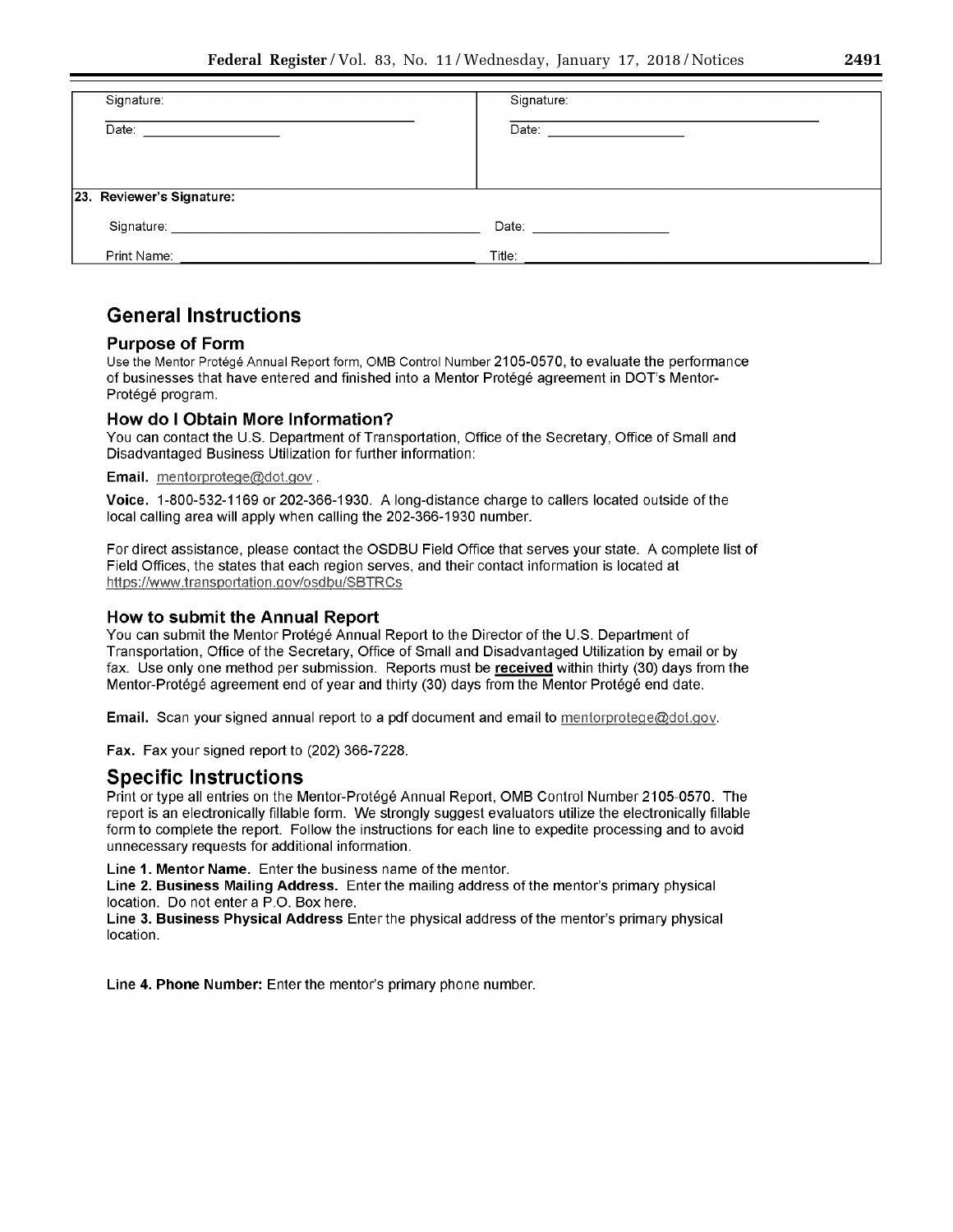| Signature: | Signature: |
|---|---|
| Date: ____________ | Date: ____________ |

| 23. Reviewer's Signature: | |
|---|---|
| Signature: ____________ | Date: ____________ |
| Print Name: ____________ | Title: ____________ |

# General Instructions

## Purpose of Form

Use the Mentor Protégé Annual Report form, OMB Control Number 2105-0570, to evaluate the performance of businesses that have entered and finished into a Mentor Protégé agreement in DOT's Mentor-Protégé program.

## How do I Obtain More Information?

You can contact the U.S. Department of Transportation, Office of the Secretary, Office of Small and Disadvantaged Business Utilization for further information:

**Email.** mentorprotege@dot.gov .

**Voice.** 1-800-532-1169 or 202-366-1930. A long-distance charge to callers located outside of the local calling area will apply when calling the 202-366-1930 number.

For direct assistance, please contact the OSDBU Field Office that serves your state. A complete list of Field Offices, the states that each region serves, and their contact information is located at https://www.transportation.gov/osdbu/SBTRCs

## How to submit the Annual Report

You can submit the Mentor Protégé Annual Report to the Director of the U.S. Department of Transportation, Office of the Secretary, Office of Small and Disadvantaged Utilization by email or by fax. Use only one method per submission. Reports must be **received** within thirty (30) days from the Mentor-Protégé agreement end of year and thirty (30) days from the Mentor Protégé end date.

**Email.** Scan your signed annual report to a pdf document and email to mentorprotege@dot.gov.

**Fax.** Fax your signed report to (202) 366-7228.

# Specific Instructions

Print or type all entries on the Mentor-Protégé Annual Report, OMB Control Number 2105-0570. The report is an electronically fillable form. We strongly suggest evaluators utilize the electronically fillable form to complete the report. Follow the instructions for each line to expedite processing and to avoid unnecessary requests for additional information.

**Line 1. Mentor Name.** Enter the business name of the mentor.

**Line 2. Business Mailing Address.** Enter the mailing address of the mentor's primary physical location. Do not enter a P.O. Box here.

**Line 3. Business Physical Address** Enter the physical address of the mentor's primary physical location.

**Line 4. Phone Number:** Enter the mentor's primary phone number.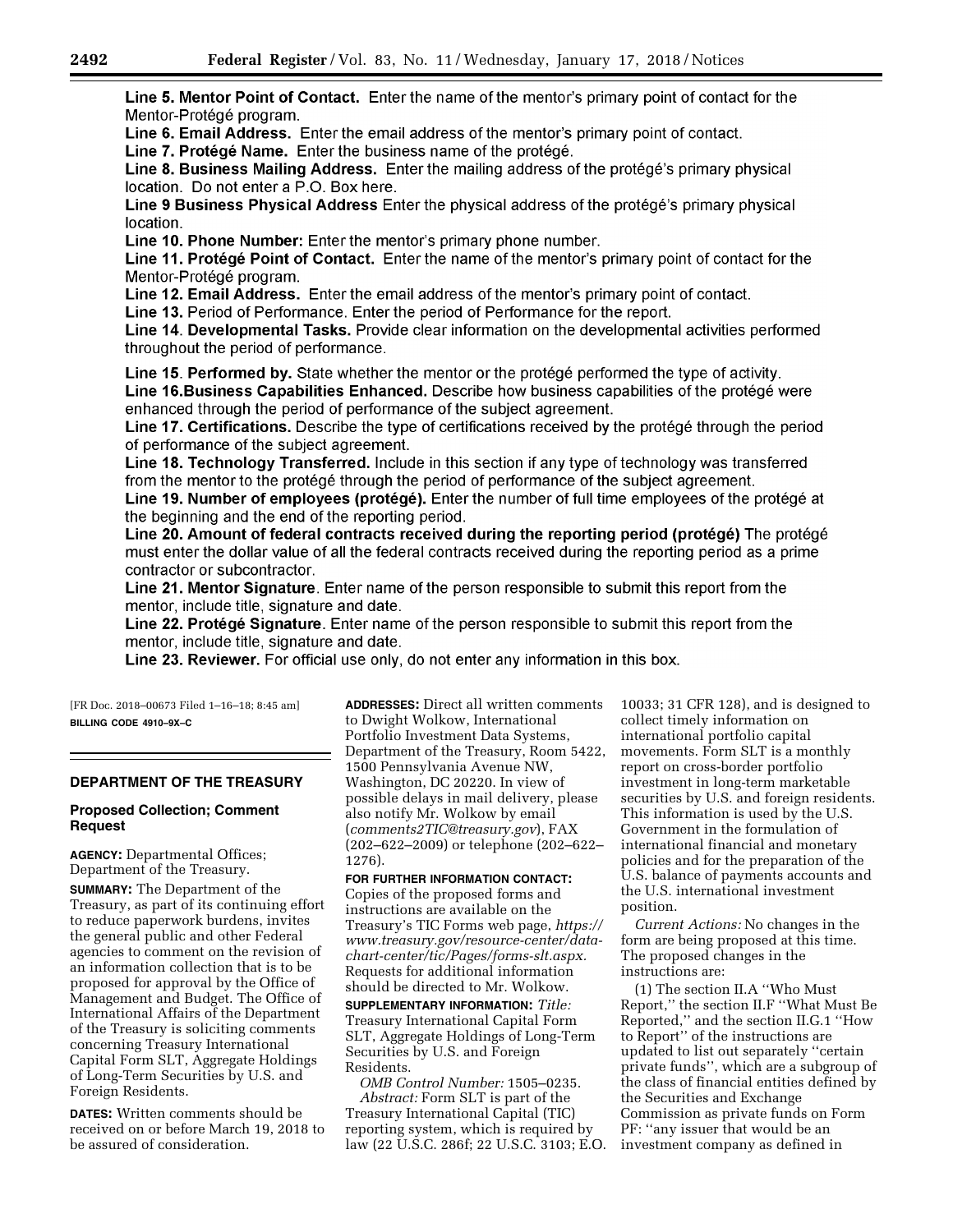**Line 5. Mentor Point of Contact.** Enter the name of the mentor's primary point of contact for the Mentor-Protégé program.

**Line 6. Email Address.** Enter the email address of the mentor's primary point of contact.

**Line 7. Protégé Name.** Enter the business name of the protégé.

**Line 8. Business Mailing Address.** Enter the mailing address of the protégé's primary physical location. Do not enter a P.O. Box here.

**Line 9 Business Physical Address** Enter the physical address of the protégé's primary physical location.

**Line 10. Phone Number:** Enter the mentor's primary phone number.

**Line 11. Protégé Point of Contact.** Enter the name of the mentor's primary point of contact for the Mentor-Protégé program.

**Line 12. Email Address.** Enter the email address of the mentor's primary point of contact.

**Line 13.** Period of Performance. Enter the period of Performance for the report.

**Line 14. Developmental Tasks.** Provide clear information on the developmental activities performed throughout the period of performance.

**Line 15. Performed by.** State whether the mentor or the protégé performed the type of activity.

**Line 16.Business Capabilities Enhanced.** Describe how business capabilities of the protégé were enhanced through the period of performance of the subject agreement.

**Line 17. Certifications.** Describe the type of certifications received by the protégé through the period of performance of the subject agreement.

**Line 18. Technology Transferred.** Include in this section if any type of technology was transferred from the mentor to the protégé through the period of performance of the subject agreement.

**Line 19. Number of employees (protégé).** Enter the number of full time employees of the protégé at the beginning and the end of the reporting period.

**Line 20. Amount of federal contracts received during the reporting period (protégé)** The protégé must enter the dollar value of all the federal contracts received during the reporting period as a prime contractor or subcontractor.

**Line 21. Mentor Signature**. Enter name of the person responsible to submit this report from the mentor, include title, signature and date.

**Line 22. Protégé Signature**. Enter name of the person responsible to submit this report from the mentor, include title, signature and date.

**Line 23. Reviewer.** For official use only, do not enter any information in this box.

[FR Doc. 2018–00673 Filed 1–16–18; 8:45 am]

**BILLING CODE 4910–9X–C**

## DEPARTMENT OF THE TREASURY

### Proposed Collection; Comment Request

**AGENCY:** Departmental Offices; Department of the Treasury.

**SUMMARY:** The Department of the Treasury, as part of its continuing effort to reduce paperwork burdens, invites the general public and other Federal agencies to comment on the revision of an information collection that is to be proposed for approval by the Office of Management and Budget. The Office of International Affairs of the Department of the Treasury is soliciting comments concerning Treasury International Capital Form SLT, Aggregate Holdings of Long-Term Securities by U.S. and Foreign Residents.

**DATES:** Written comments should be received on or before March 19, 2018 to be assured of consideration.

**ADDRESSES:** Direct all written comments to Dwight Wolkow, International Portfolio Investment Data Systems, Department of the Treasury, Room 5422, 1500 Pennsylvania Avenue NW, Washington, DC 20220. In view of possible delays in mail delivery, please also notify Mr. Wolkow by email (*comments2TIC@treasury.gov*), FAX (202–622–2009) or telephone (202–622–1276).

**FOR FURTHER INFORMATION CONTACT:** Copies of the proposed forms and instructions are available on the Treasury's TIC Forms web page, *https://www.treasury.gov/resource-center/data-chart-center/tic/Pages/forms-slt.aspx.* Requests for additional information should be directed to Mr. Wolkow.

**SUPPLEMENTARY INFORMATION:** *Title:* Treasury International Capital Form SLT, Aggregate Holdings of Long-Term Securities by U.S. and Foreign Residents.

*OMB Control Number:* 1505–0235.

*Abstract:* Form SLT is part of the Treasury International Capital (TIC) reporting system, which is required by law (22 U.S.C. 286f; 22 U.S.C. 3103; E.O. 10033; 31 CFR 128), and is designed to collect timely information on international portfolio capital movements. Form SLT is a monthly report on cross-border portfolio investment in long-term marketable securities by U.S. and foreign residents. This information is used by the U.S. Government in the formulation of international financial and monetary policies and for the preparation of the U.S. balance of payments accounts and the U.S. international investment position.

*Current Actions:* No changes in the form are being proposed at this time. The proposed changes in the instructions are:

(1) The section II.A ''Who Must Report,'' the section II.F ''What Must Be Reported,'' and the section II.G.1 ''How to Report'' of the instructions are updated to list out separately ''certain private funds'', which are a subgroup of the class of financial entities defined by the Securities and Exchange Commission as private funds on Form PF: ''any issuer that would be an investment company as defined in